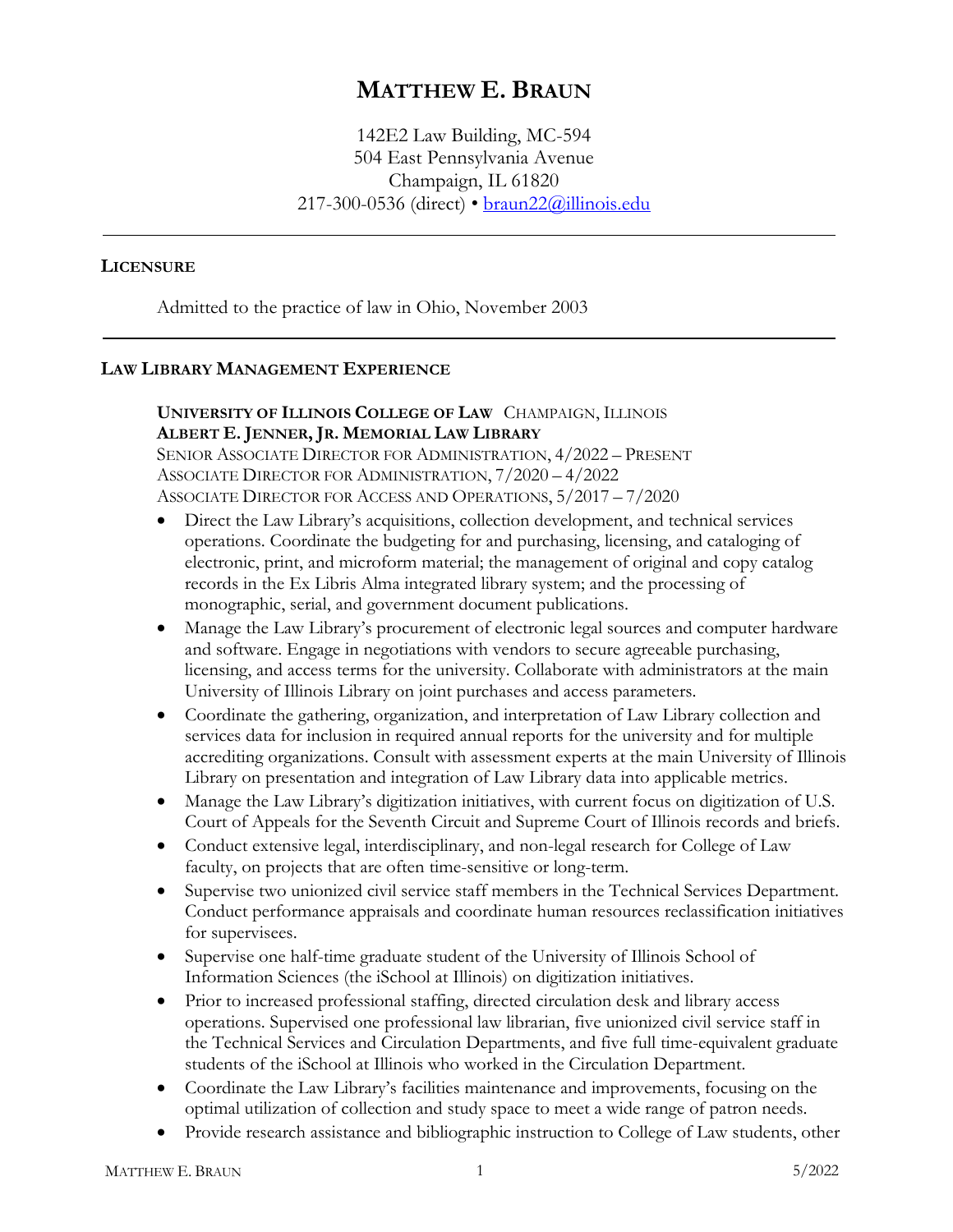# MATTHEW E. BRAUN

142E2 Law Building, MC-594
504 East Pennsylvania Avenue
Champaign, IL 61820
217-300-0536 (direct) • braun22@illinois.edu

---

## LICENSURE

Admitted to the practice of law in Ohio, November 2003

---

## LAW LIBRARY MANAGEMENT EXPERIENCE

**UNIVERSITY OF ILLINOIS COLLEGE OF LAW** CHAMPAIGN, ILLINOIS
**ALBERT E. JENNER, JR. MEMORIAL LAW LIBRARY**
SENIOR ASSOCIATE DIRECTOR FOR ADMINISTRATION, 4/2022 – PRESENT
ASSOCIATE DIRECTOR FOR ADMINISTRATION, 7/2020 – 4/2022
ASSOCIATE DIRECTOR FOR ACCESS AND OPERATIONS, 5/2017 – 7/2020

- Direct the Law Library's acquisitions, collection development, and technical services operations. Coordinate the budgeting for and purchasing, licensing, and cataloging of electronic, print, and microform material; the management of original and copy catalog records in the Ex Libris Alma integrated library system; and the processing of monographic, serial, and government document publications.
- Manage the Law Library's procurement of electronic legal sources and computer hardware and software. Engage in negotiations with vendors to secure agreeable purchasing, licensing, and access terms for the university. Collaborate with administrators at the main University of Illinois Library on joint purchases and access parameters.
- Coordinate the gathering, organization, and interpretation of Law Library collection and services data for inclusion in required annual reports for the university and for multiple accrediting organizations. Consult with assessment experts at the main University of Illinois Library on presentation and integration of Law Library data into applicable metrics.
- Manage the Law Library's digitization initiatives, with current focus on digitization of U.S. Court of Appeals for the Seventh Circuit and Supreme Court of Illinois records and briefs.
- Conduct extensive legal, interdisciplinary, and non-legal research for College of Law faculty, on projects that are often time-sensitive or long-term.
- Supervise two unionized civil service staff members in the Technical Services Department. Conduct performance appraisals and coordinate human resources reclassification initiatives for supervisees.
- Supervise one half-time graduate student of the University of Illinois School of Information Sciences (the iSchool at Illinois) on digitization initiatives.
- Prior to increased professional staffing, directed circulation desk and library access operations. Supervised one professional law librarian, five unionized civil service staff in the Technical Services and Circulation Departments, and five full time-equivalent graduate students of the iSchool at Illinois who worked in the Circulation Department.
- Coordinate the Law Library's facilities maintenance and improvements, focusing on the optimal utilization of collection and study space to meet a wide range of patron needs.
- Provide research assistance and bibliographic instruction to College of Law students, other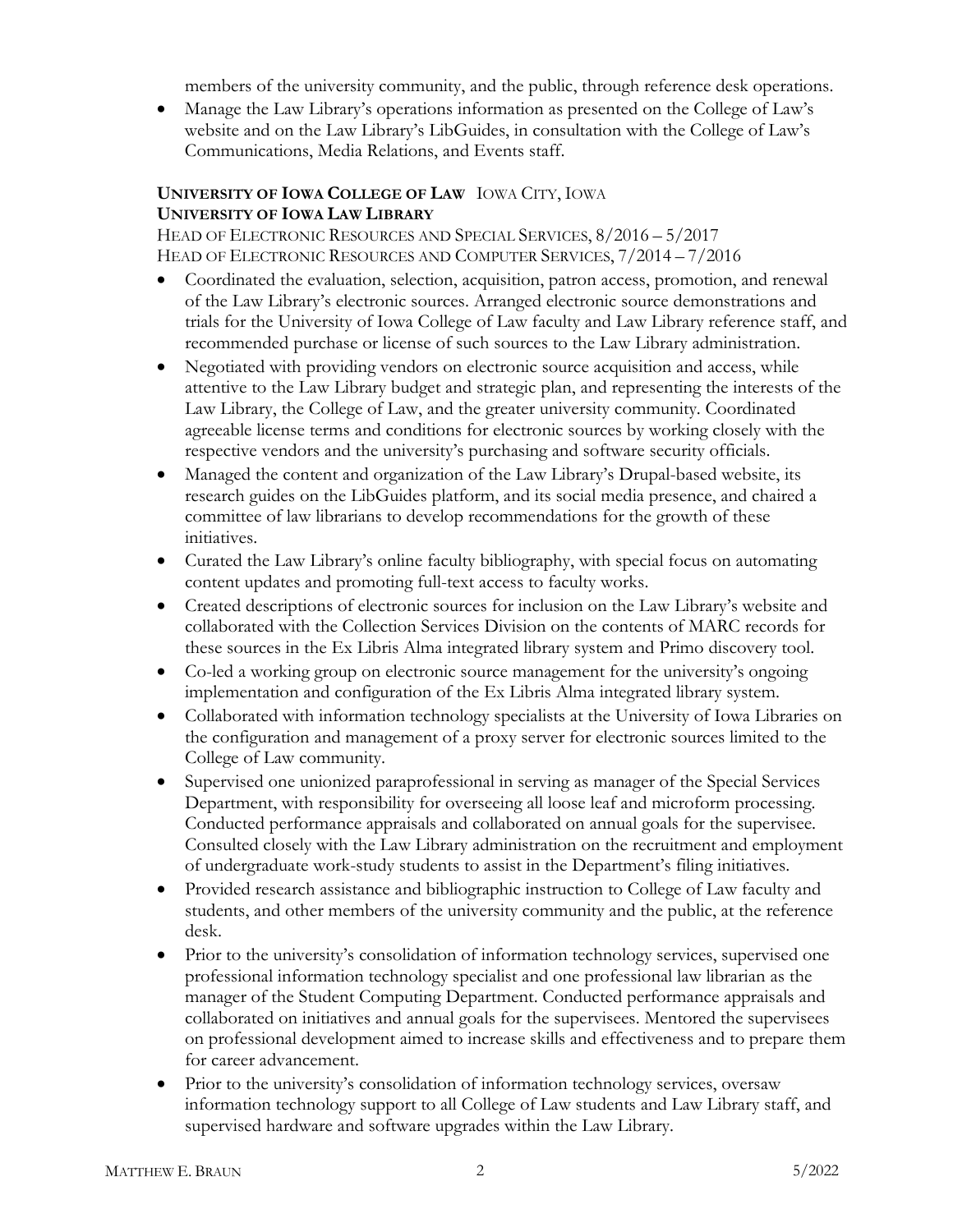members of the university community, and the public, through reference desk operations.

- Manage the Law Library's operations information as presented on the College of Law's website and on the Law Library's LibGuides, in consultation with the College of Law's Communications, Media Relations, and Events staff.

**UNIVERSITY OF IOWA COLLEGE OF LAW** IOWA CITY, IOWA
**UNIVERSITY OF IOWA LAW LIBRARY**
HEAD OF ELECTRONIC RESOURCES AND SPECIAL SERVICES, 8/2016 – 5/2017
HEAD OF ELECTRONIC RESOURCES AND COMPUTER SERVICES, 7/2014 – 7/2016

- Coordinated the evaluation, selection, acquisition, patron access, promotion, and renewal of the Law Library's electronic sources. Arranged electronic source demonstrations and trials for the University of Iowa College of Law faculty and Law Library reference staff, and recommended purchase or license of such sources to the Law Library administration.
- Negotiated with providing vendors on electronic source acquisition and access, while attentive to the Law Library budget and strategic plan, and representing the interests of the Law Library, the College of Law, and the greater university community. Coordinated agreeable license terms and conditions for electronic sources by working closely with the respective vendors and the university's purchasing and software security officials.
- Managed the content and organization of the Law Library's Drupal-based website, its research guides on the LibGuides platform, and its social media presence, and chaired a committee of law librarians to develop recommendations for the growth of these initiatives.
- Curated the Law Library's online faculty bibliography, with special focus on automating content updates and promoting full-text access to faculty works.
- Created descriptions of electronic sources for inclusion on the Law Library's website and collaborated with the Collection Services Division on the contents of MARC records for these sources in the Ex Libris Alma integrated library system and Primo discovery tool.
- Co-led a working group on electronic source management for the university's ongoing implementation and configuration of the Ex Libris Alma integrated library system.
- Collaborated with information technology specialists at the University of Iowa Libraries on the configuration and management of a proxy server for electronic sources limited to the College of Law community.
- Supervised one unionized paraprofessional in serving as manager of the Special Services Department, with responsibility for overseeing all loose leaf and microform processing. Conducted performance appraisals and collaborated on annual goals for the supervisee. Consulted closely with the Law Library administration on the recruitment and employment of undergraduate work-study students to assist in the Department's filing initiatives.
- Provided research assistance and bibliographic instruction to College of Law faculty and students, and other members of the university community and the public, at the reference desk.
- Prior to the university's consolidation of information technology services, supervised one professional information technology specialist and one professional law librarian as the manager of the Student Computing Department. Conducted performance appraisals and collaborated on initiatives and annual goals for the supervisees. Mentored the supervisees on professional development aimed to increase skills and effectiveness and to prepare them for career advancement.
- Prior to the university's consolidation of information technology services, oversaw information technology support to all College of Law students and Law Library staff, and supervised hardware and software upgrades within the Law Library.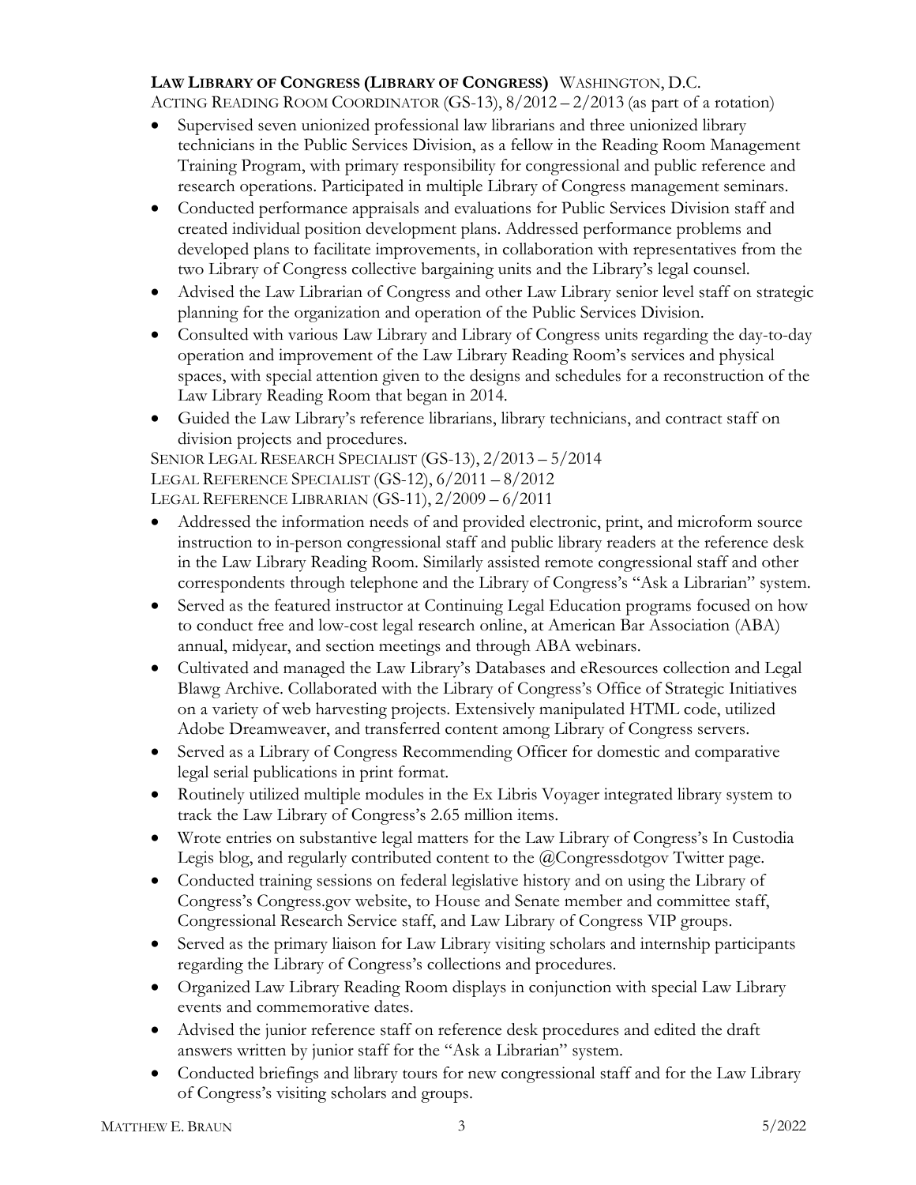**Law Library of Congress (Library of Congress)** Washington, D.C.

Acting Reading Room Coordinator (GS-13), 8/2012 – 2/2013 (as part of a rotation)

- Supervised seven unionized professional law librarians and three unionized library technicians in the Public Services Division, as a fellow in the Reading Room Management Training Program, with primary responsibility for congressional and public reference and research operations. Participated in multiple Library of Congress management seminars.
- Conducted performance appraisals and evaluations for Public Services Division staff and created individual position development plans. Addressed performance problems and developed plans to facilitate improvements, in collaboration with representatives from the two Library of Congress collective bargaining units and the Library's legal counsel.
- Advised the Law Librarian of Congress and other Law Library senior level staff on strategic planning for the organization and operation of the Public Services Division.
- Consulted with various Law Library and Library of Congress units regarding the day-to-day operation and improvement of the Law Library Reading Room's services and physical spaces, with special attention given to the designs and schedules for a reconstruction of the Law Library Reading Room that began in 2014.
- Guided the Law Library's reference librarians, library technicians, and contract staff on division projects and procedures.

Senior Legal Research Specialist (GS-13), 2/2013 – 5/2014

Legal Reference Specialist (GS-12), 6/2011 – 8/2012

Legal Reference Librarian (GS-11), 2/2009 – 6/2011

- Addressed the information needs of and provided electronic, print, and microform source instruction to in-person congressional staff and public library readers at the reference desk in the Law Library Reading Room. Similarly assisted remote congressional staff and other correspondents through telephone and the Library of Congress's "Ask a Librarian" system.
- Served as the featured instructor at Continuing Legal Education programs focused on how to conduct free and low-cost legal research online, at American Bar Association (ABA) annual, midyear, and section meetings and through ABA webinars.
- Cultivated and managed the Law Library's Databases and eResources collection and Legal Blawg Archive. Collaborated with the Library of Congress's Office of Strategic Initiatives on a variety of web harvesting projects. Extensively manipulated HTML code, utilized Adobe Dreamweaver, and transferred content among Library of Congress servers.
- Served as a Library of Congress Recommending Officer for domestic and comparative legal serial publications in print format.
- Routinely utilized multiple modules in the Ex Libris Voyager integrated library system to track the Law Library of Congress's 2.65 million items.
- Wrote entries on substantive legal matters for the Law Library of Congress's In Custodia Legis blog, and regularly contributed content to the @Congressdotgov Twitter page.
- Conducted training sessions on federal legislative history and on using the Library of Congress's Congress.gov website, to House and Senate member and committee staff, Congressional Research Service staff, and Law Library of Congress VIP groups.
- Served as the primary liaison for Law Library visiting scholars and internship participants regarding the Library of Congress's collections and procedures.
- Organized Law Library Reading Room displays in conjunction with special Law Library events and commemorative dates.
- Advised the junior reference staff on reference desk procedures and edited the draft answers written by junior staff for the "Ask a Librarian" system.
- Conducted briefings and library tours for new congressional staff and for the Law Library of Congress's visiting scholars and groups.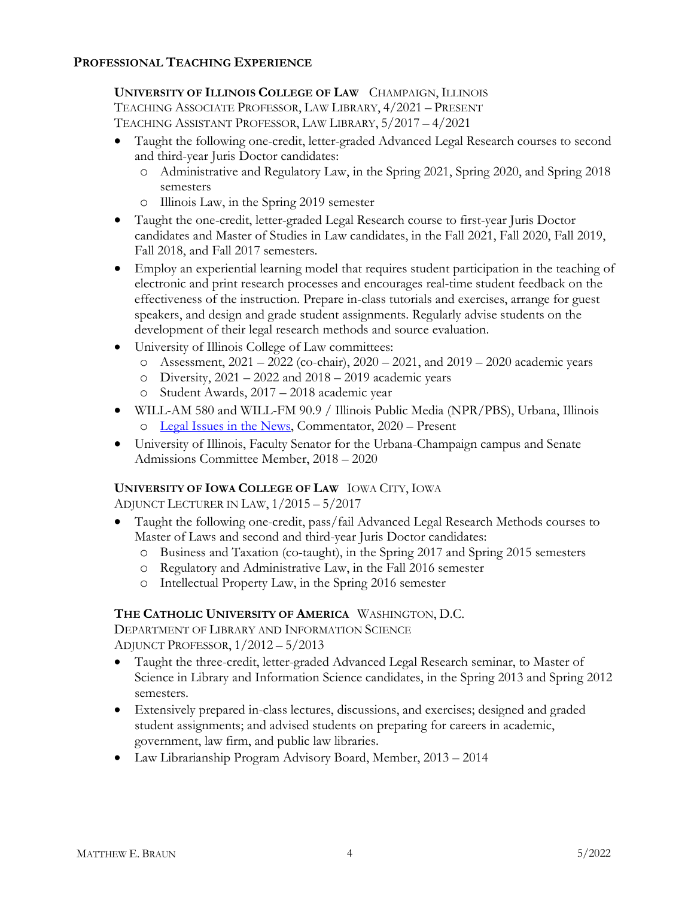## PROFESSIONAL TEACHING EXPERIENCE

**UNIVERSITY OF ILLINOIS COLLEGE OF LAW** CHAMPAIGN, ILLINOIS
TEACHING ASSOCIATE PROFESSOR, LAW LIBRARY, 4/2021 – PRESENT
TEACHING ASSISTANT PROFESSOR, LAW LIBRARY, 5/2017 – 4/2021

- Taught the following one-credit, letter-graded Advanced Legal Research courses to second and third-year Juris Doctor candidates:
  - Administrative and Regulatory Law, in the Spring 2021, Spring 2020, and Spring 2018 semesters
  - Illinois Law, in the Spring 2019 semester
- Taught the one-credit, letter-graded Legal Research course to first-year Juris Doctor candidates and Master of Studies in Law candidates, in the Fall 2021, Fall 2020, Fall 2019, Fall 2018, and Fall 2017 semesters.
- Employ an experiential learning model that requires student participation in the teaching of electronic and print research processes and encourages real-time student feedback on the effectiveness of the instruction. Prepare in-class tutorials and exercises, arrange for guest speakers, and design and grade student assignments. Regularly advise students on the development of their legal research methods and source evaluation.
- University of Illinois College of Law committees:
  - Assessment, 2021 – 2022 (co-chair), 2020 – 2021, and 2019 – 2020 academic years
  - Diversity, 2021 – 2022 and 2018 – 2019 academic years
  - Student Awards, 2017 – 2018 academic year
- WILL-AM 580 and WILL-FM 90.9 / Illinois Public Media (NPR/PBS), Urbana, Illinois
  - Legal Issues in the News, Commentator, 2020 – Present
- University of Illinois, Faculty Senator for the Urbana-Champaign campus and Senate Admissions Committee Member, 2018 – 2020

**UNIVERSITY OF IOWA COLLEGE OF LAW** IOWA CITY, IOWA
ADJUNCT LECTURER IN LAW, 1/2015 – 5/2017

- Taught the following one-credit, pass/fail Advanced Legal Research Methods courses to Master of Laws and second and third-year Juris Doctor candidates:
  - Business and Taxation (co-taught), in the Spring 2017 and Spring 2015 semesters
  - Regulatory and Administrative Law, in the Fall 2016 semester
  - Intellectual Property Law, in the Spring 2016 semester

**THE CATHOLIC UNIVERSITY OF AMERICA** WASHINGTON, D.C.
DEPARTMENT OF LIBRARY AND INFORMATION SCIENCE
ADJUNCT PROFESSOR, 1/2012 – 5/2013

- Taught the three-credit, letter-graded Advanced Legal Research seminar, to Master of Science in Library and Information Science candidates, in the Spring 2013 and Spring 2012 semesters.
- Extensively prepared in-class lectures, discussions, and exercises; designed and graded student assignments; and advised students on preparing for careers in academic, government, law firm, and public law libraries.
- Law Librarianship Program Advisory Board, Member, 2013 – 2014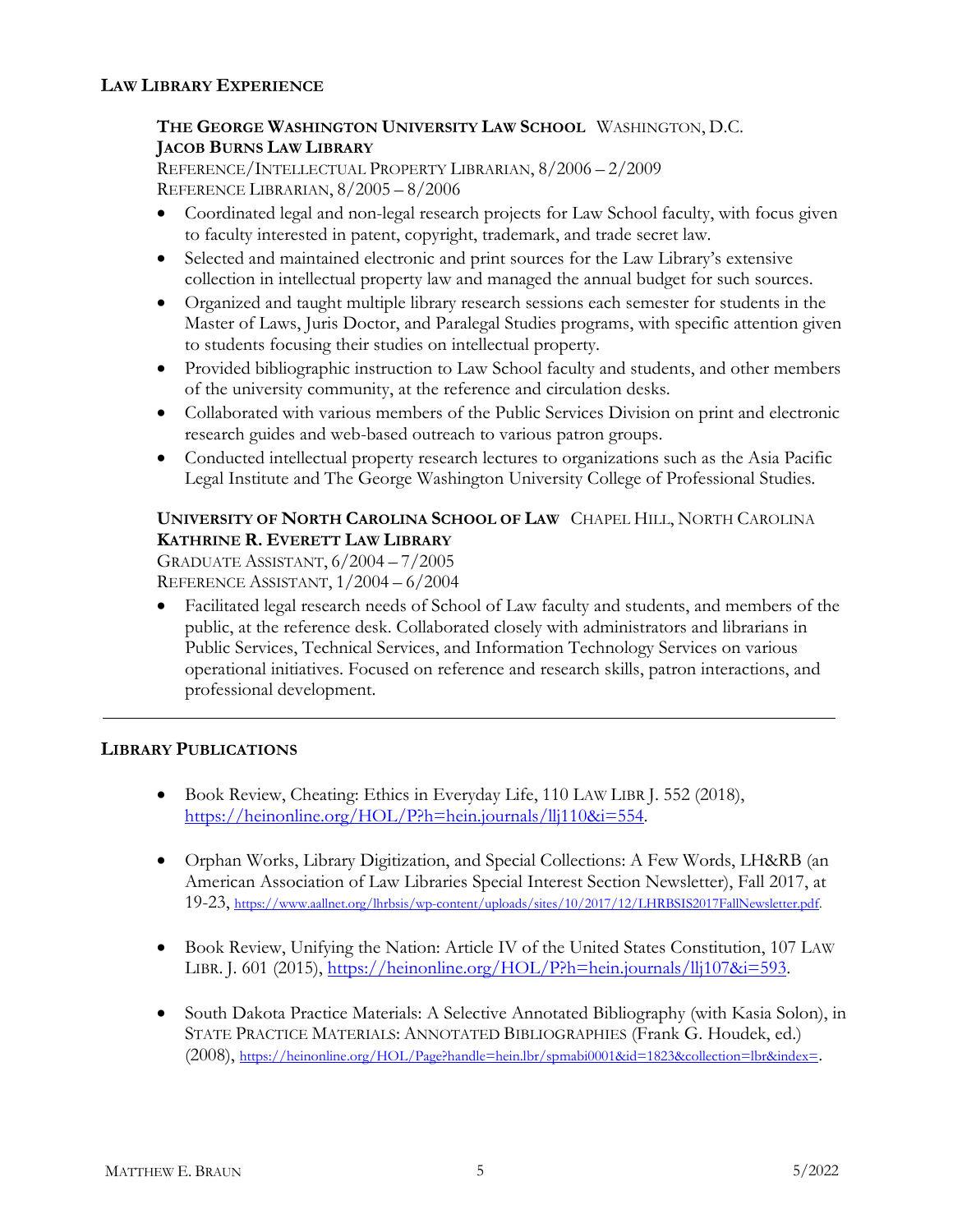## LAW LIBRARY EXPERIENCE

**THE GEORGE WASHINGTON UNIVERSITY LAW SCHOOL** WASHINGTON, D.C.
**JACOB BURNS LAW LIBRARY**
REFERENCE/INTELLECTUAL PROPERTY LIBRARIAN, 8/2006 – 2/2009
REFERENCE LIBRARIAN, 8/2005 – 8/2006

- Coordinated legal and non-legal research projects for Law School faculty, with focus given to faculty interested in patent, copyright, trademark, and trade secret law.
- Selected and maintained electronic and print sources for the Law Library's extensive collection in intellectual property law and managed the annual budget for such sources.
- Organized and taught multiple library research sessions each semester for students in the Master of Laws, Juris Doctor, and Paralegal Studies programs, with specific attention given to students focusing their studies on intellectual property.
- Provided bibliographic instruction to Law School faculty and students, and other members of the university community, at the reference and circulation desks.
- Collaborated with various members of the Public Services Division on print and electronic research guides and web-based outreach to various patron groups.
- Conducted intellectual property research lectures to organizations such as the Asia Pacific Legal Institute and The George Washington University College of Professional Studies.

**UNIVERSITY OF NORTH CAROLINA SCHOOL OF LAW** CHAPEL HILL, NORTH CAROLINA
**KATHRINE R. EVERETT LAW LIBRARY**
GRADUATE ASSISTANT, 6/2004 – 7/2005
REFERENCE ASSISTANT, 1/2004 – 6/2004

- Facilitated legal research needs of School of Law faculty and students, and members of the public, at the reference desk. Collaborated closely with administrators and librarians in Public Services, Technical Services, and Information Technology Services on various operational initiatives. Focused on reference and research skills, patron interactions, and professional development.

---

## LIBRARY PUBLICATIONS

- Book Review, Cheating: Ethics in Everyday Life, 110 LAW LIBR J. 552 (2018), https://heinonline.org/HOL/P?h=hein.journals/llj110&i=554.

- Orphan Works, Library Digitization, and Special Collections: A Few Words, LH&RB (an American Association of Law Libraries Special Interest Section Newsletter), Fall 2017, at 19-23, https://www.aallnet.org/lhrbsis/wp-content/uploads/sites/10/2017/12/LHRBSIS2017FallNewsletter.pdf.

- Book Review, Unifying the Nation: Article IV of the United States Constitution, 107 LAW LIBR. J. 601 (2015), https://heinonline.org/HOL/P?h=hein.journals/llj107&i=593.

- South Dakota Practice Materials: A Selective Annotated Bibliography (with Kasia Solon), in STATE PRACTICE MATERIALS: ANNOTATED BIBLIOGRAPHIES (Frank G. Houdek, ed.) (2008), https://heinonline.org/HOL/Page?handle=hein.lbr/spmabi0001&id=1823&collection=lbr&index=.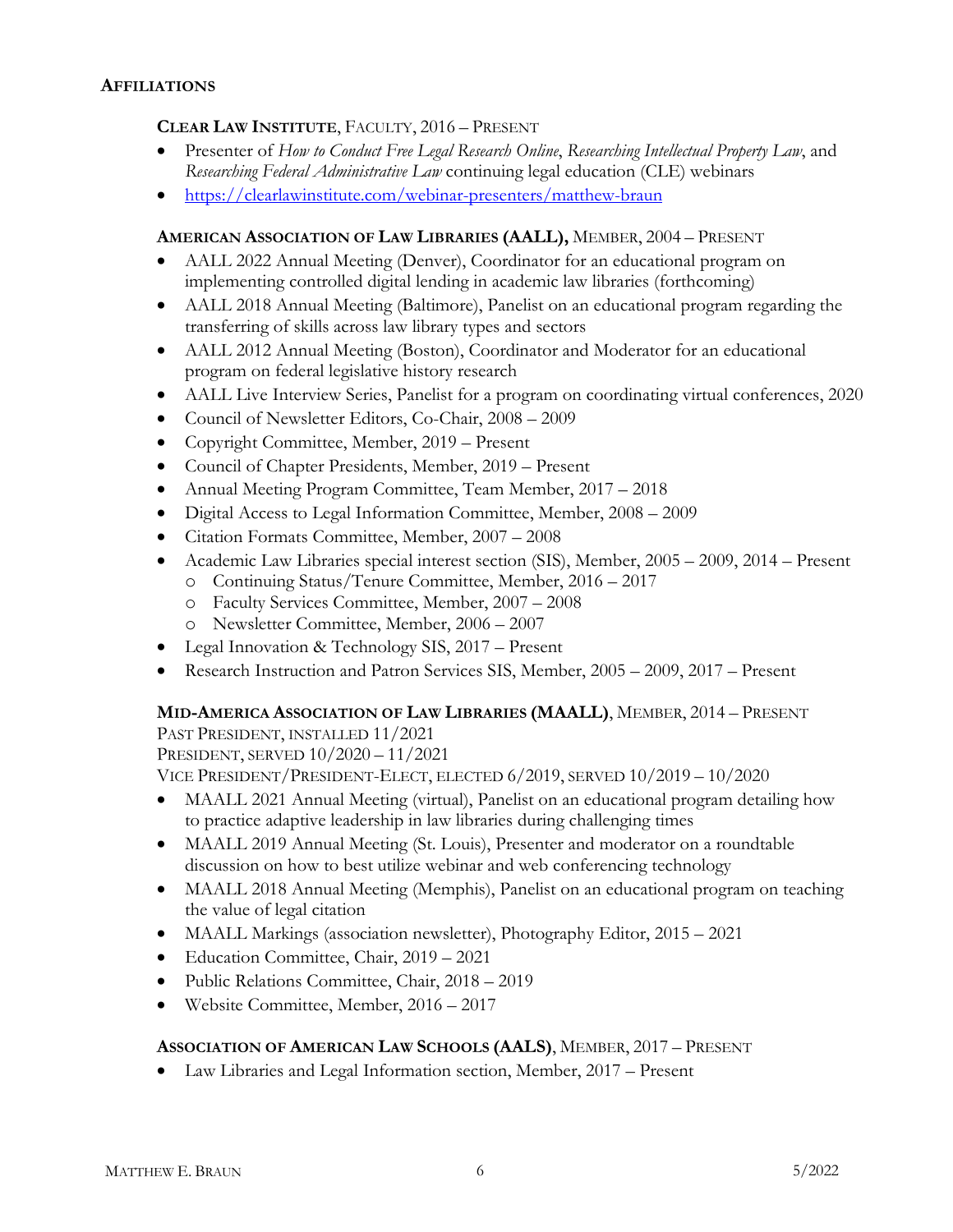## AFFILIATIONS

### CLEAR LAW INSTITUTE, FACULTY, 2016 – PRESENT

- Presenter of *How to Conduct Free Legal Research Online*, *Researching Intellectual Property Law*, and *Researching Federal Administrative Law* continuing legal education (CLE) webinars
- https://clearlawinstitute.com/webinar-presenters/matthew-braun

### AMERICAN ASSOCIATION OF LAW LIBRARIES (AALL), MEMBER, 2004 – PRESENT

- AALL 2022 Annual Meeting (Denver), Coordinator for an educational program on implementing controlled digital lending in academic law libraries (forthcoming)
- AALL 2018 Annual Meeting (Baltimore), Panelist on an educational program regarding the transferring of skills across law library types and sectors
- AALL 2012 Annual Meeting (Boston), Coordinator and Moderator for an educational program on federal legislative history research
- AALL Live Interview Series, Panelist for a program on coordinating virtual conferences, 2020
- Council of Newsletter Editors, Co-Chair, 2008 – 2009
- Copyright Committee, Member, 2019 – Present
- Council of Chapter Presidents, Member, 2019 – Present
- Annual Meeting Program Committee, Team Member, 2017 – 2018
- Digital Access to Legal Information Committee, Member, 2008 – 2009
- Citation Formats Committee, Member, 2007 – 2008
- Academic Law Libraries special interest section (SIS), Member, 2005 – 2009, 2014 – Present
  - Continuing Status/Tenure Committee, Member, 2016 – 2017
  - Faculty Services Committee, Member, 2007 – 2008
  - Newsletter Committee, Member, 2006 – 2007
- Legal Innovation & Technology SIS, 2017 – Present
- Research Instruction and Patron Services SIS, Member, 2005 – 2009, 2017 – Present

### MID-AMERICA ASSOCIATION OF LAW LIBRARIES (MAALL), MEMBER, 2014 – PRESENT

PAST PRESIDENT, INSTALLED 11/2021
PRESIDENT, SERVED 10/2020 – 11/2021
VICE PRESIDENT/PRESIDENT-ELECT, ELECTED 6/2019, SERVED 10/2019 – 10/2020

- MAALL 2021 Annual Meeting (virtual), Panelist on an educational program detailing how to practice adaptive leadership in law libraries during challenging times
- MAALL 2019 Annual Meeting (St. Louis), Presenter and moderator on a roundtable discussion on how to best utilize webinar and web conferencing technology
- MAALL 2018 Annual Meeting (Memphis), Panelist on an educational program on teaching the value of legal citation
- MAALL Markings (association newsletter), Photography Editor, 2015 – 2021
- Education Committee, Chair, 2019 – 2021
- Public Relations Committee, Chair, 2018 – 2019
- Website Committee, Member, 2016 – 2017

### ASSOCIATION OF AMERICAN LAW SCHOOLS (AALS), MEMBER, 2017 – PRESENT

- Law Libraries and Legal Information section, Member, 2017 – Present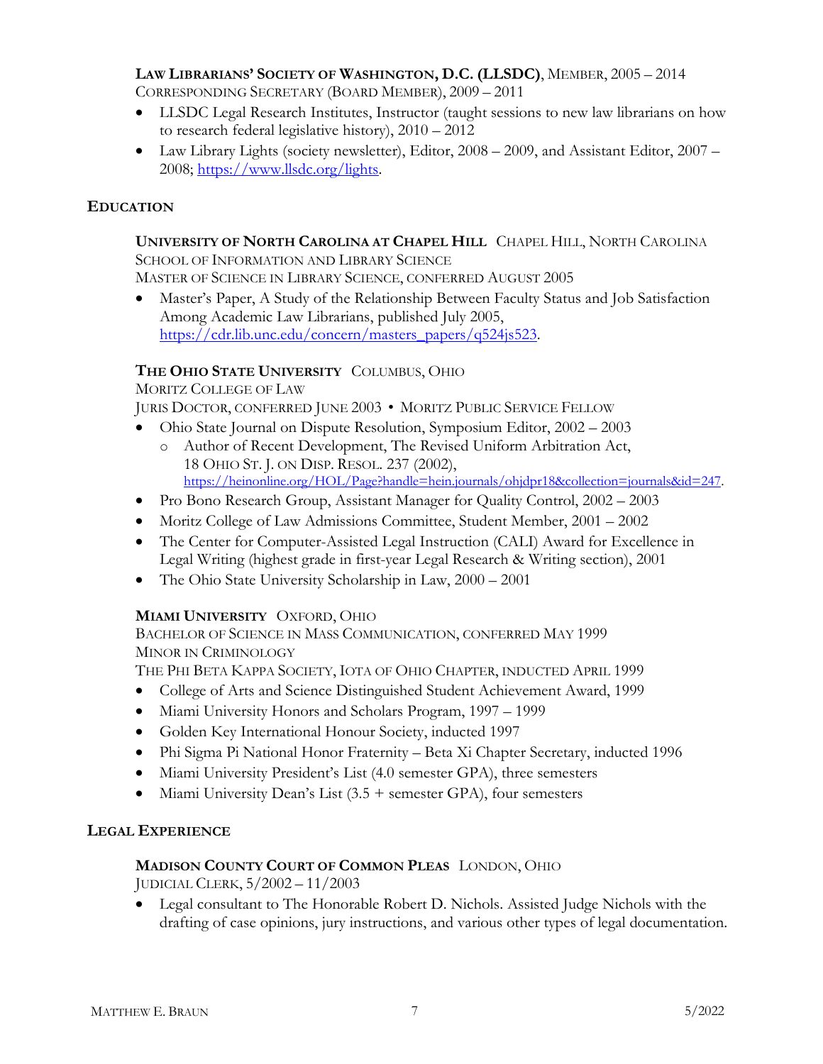**Law Librarians' Society of Washington, D.C. (LLSDC)**, Member, 2005 – 2014
Corresponding Secretary (Board Member), 2009 – 2011

- LLSDC Legal Research Institutes, Instructor (taught sessions to new law librarians on how to research federal legislative history), 2010 – 2012
- Law Library Lights (society newsletter), Editor, 2008 – 2009, and Assistant Editor, 2007 – 2008; https://www.llsdc.org/lights.

## Education

**University of North Carolina at Chapel Hill** Chapel Hill, North Carolina
School of Information and Library Science
Master of Science in Library Science, conferred August 2005

- Master's Paper, A Study of the Relationship Between Faculty Status and Job Satisfaction Among Academic Law Librarians, published July 2005, https://cdr.lib.unc.edu/concern/masters_papers/q524js523.

**The Ohio State University** Columbus, Ohio
Moritz College of Law
Juris Doctor, conferred June 2003 • Moritz Public Service Fellow

- Ohio State Journal on Dispute Resolution, Symposium Editor, 2002 – 2003
  - Author of Recent Development, The Revised Uniform Arbitration Act, 18 Ohio St. J. on Disp. Resol. 237 (2002), https://heinonline.org/HOL/Page?handle=hein.journals/ohjdpr18&collection=journals&id=247.
- Pro Bono Research Group, Assistant Manager for Quality Control, 2002 – 2003
- Moritz College of Law Admissions Committee, Student Member, 2001 – 2002
- The Center for Computer-Assisted Legal Instruction (CALI) Award for Excellence in Legal Writing (highest grade in first-year Legal Research & Writing section), 2001
- The Ohio State University Scholarship in Law, 2000 – 2001

**Miami University** Oxford, Ohio
Bachelor of Science in Mass Communication, conferred May 1999
Minor in Criminology
The Phi Beta Kappa Society, Iota of Ohio Chapter, inducted April 1999

- College of Arts and Science Distinguished Student Achievement Award, 1999
- Miami University Honors and Scholars Program, 1997 – 1999
- Golden Key International Honour Society, inducted 1997
- Phi Sigma Pi National Honor Fraternity – Beta Xi Chapter Secretary, inducted 1996
- Miami University President's List (4.0 semester GPA), three semesters
- Miami University Dean's List (3.5 + semester GPA), four semesters

## Legal Experience

**Madison County Court of Common Pleas** London, Ohio
Judicial Clerk, 5/2002 – 11/2003

- Legal consultant to The Honorable Robert D. Nichols. Assisted Judge Nichols with the drafting of case opinions, jury instructions, and various other types of legal documentation.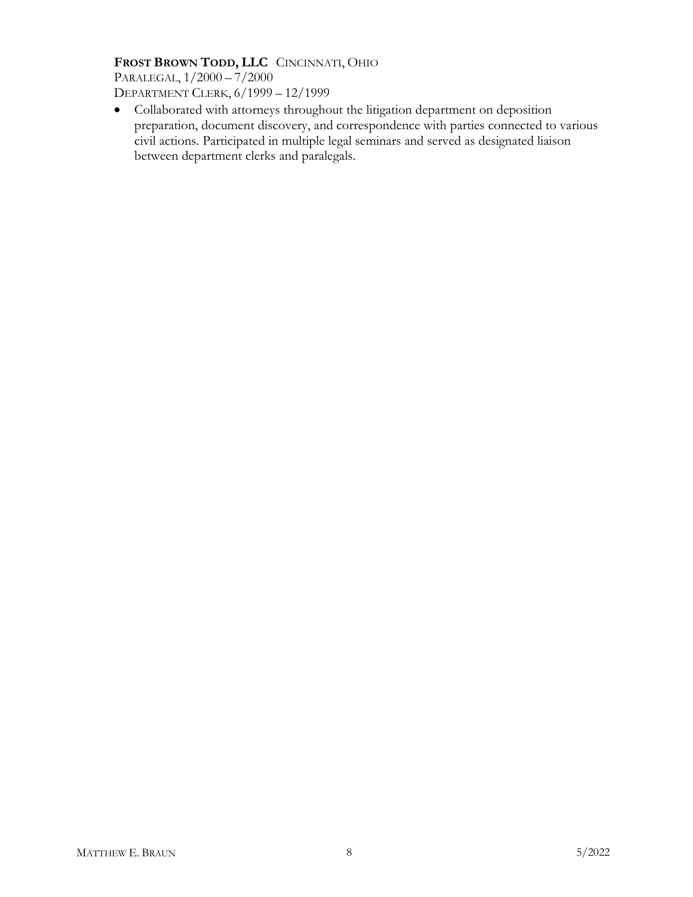**FROST BROWN TODD, LLC** CINCINNATI, OHIO

PARALEGAL, 1/2000 – 7/2000

DEPARTMENT CLERK, 6/1999 – 12/1999

- Collaborated with attorneys throughout the litigation department on deposition preparation, document discovery, and correspondence with parties connected to various civil actions. Participated in multiple legal seminars and served as designated liaison between department clerks and paralegals.